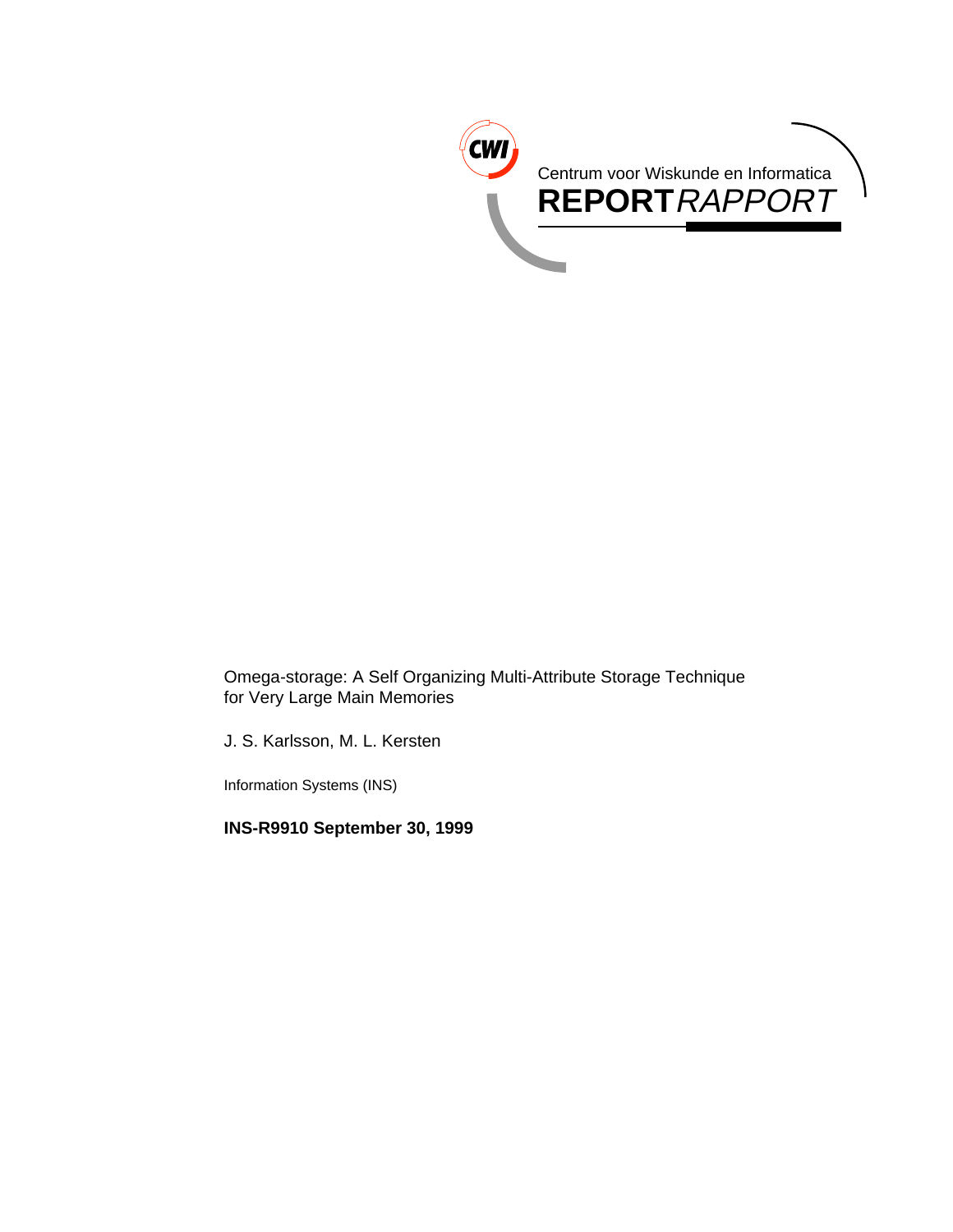Centrum voor Wiskunde en Informatica

**REPORT** *RAPPORT*

# Omega-storage: A Self Organizing Multi-Attribute Storage Technique for Very Large Main Memories

J. S. Karlsson, M. L. Kersten

Information Systems (INS)

**INS-R9910 September 30, 1999**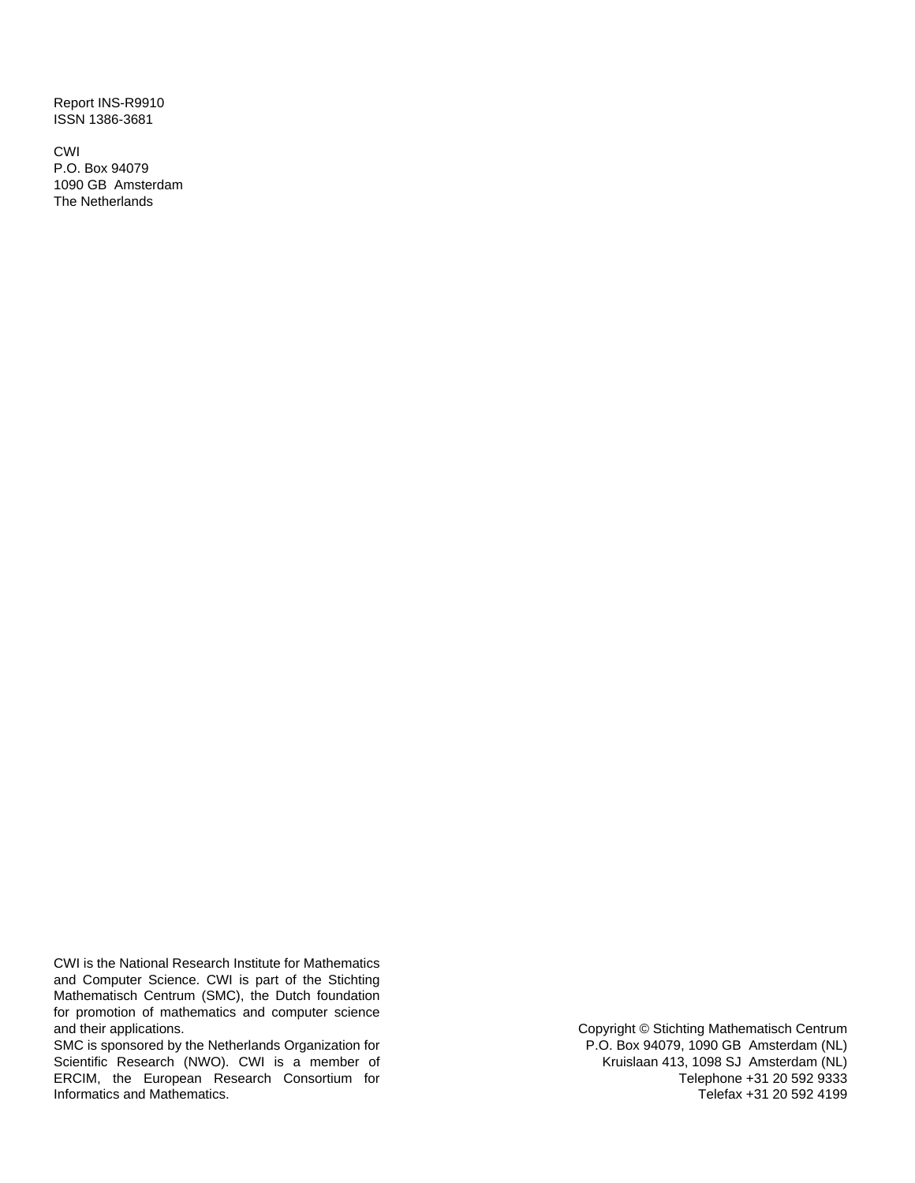Report INS-R9910
ISSN 1386-3681

CWI
P.O. Box 94079
1090 GB Amsterdam
The Netherlands

CWI is the National Research Institute for Mathematics and Computer Science. CWI is part of the Stichting Mathematisch Centrum (SMC), the Dutch foundation for promotion of mathematics and computer science and their applications.
SMC is sponsored by the Netherlands Organization for Scientific Research (NWO). CWI is a member of ERCIM, the European Research Consortium for Informatics and Mathematics.

Copyright © Stichting Mathematisch Centrum
P.O. Box 94079, 1090 GB Amsterdam (NL)
Kruislaan 413, 1098 SJ Amsterdam (NL)
Telephone +31 20 592 9333
Telefax +31 20 592 4199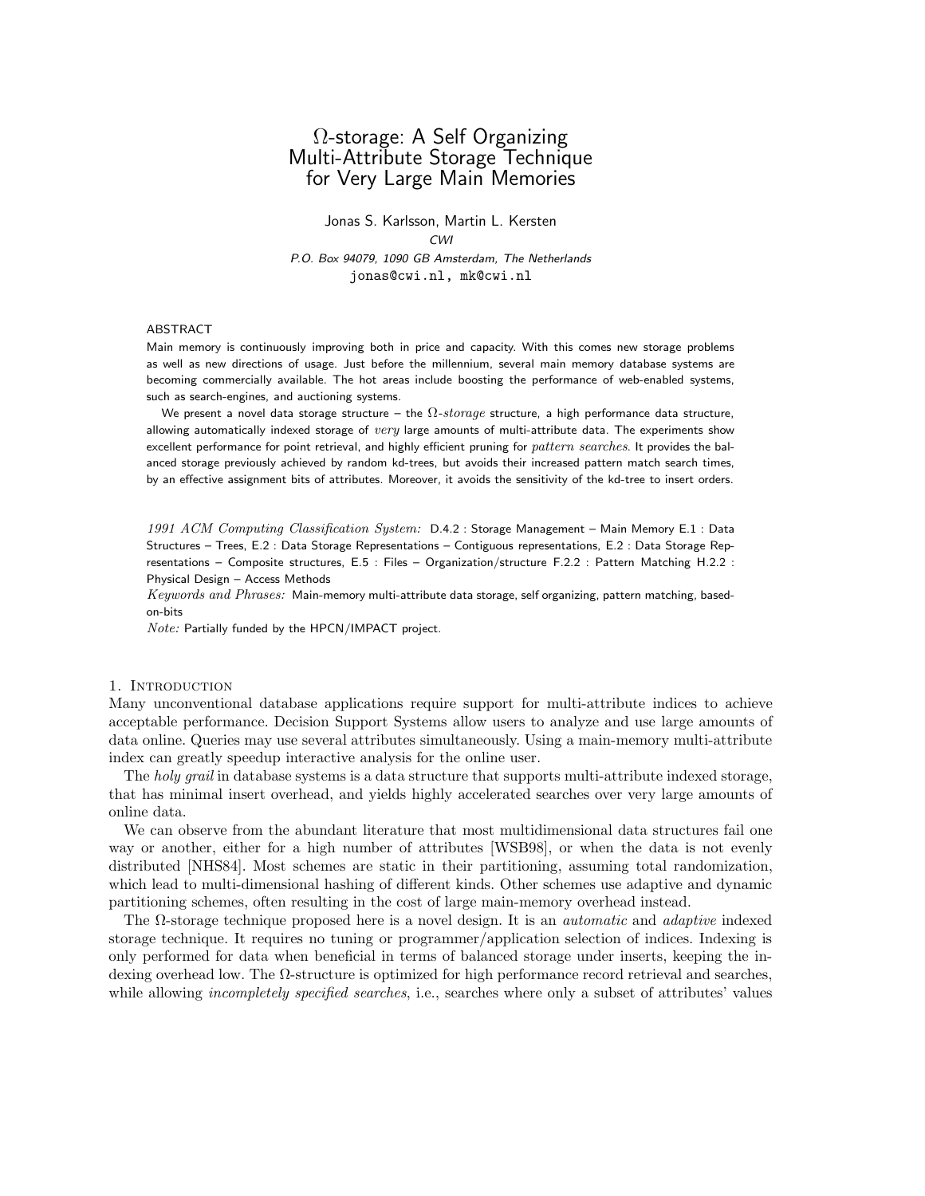# Ω-storage: A Self Organizing Multi-Attribute Storage Technique for Very Large Main Memories

Jonas S. Karlsson, Martin L. Kersten

*CWI*

*P.O. Box 94079, 1090 GB Amsterdam, The Netherlands*

jonas@cwi.nl, mk@cwi.nl

ABSTRACT

Main memory is continuously improving both in price and capacity. With this comes new storage problems as well as new directions of usage. Just before the millennium, several main memory database systems are becoming commercially available. The hot areas include boosting the performance of web-enabled systems, such as search-engines, and auctioning systems.

We present a novel data storage structure – the Ω-*storage* structure, a high performance data structure, allowing automatically indexed storage of *very* large amounts of multi-attribute data. The experiments show excellent performance for point retrieval, and highly efficient pruning for *pattern searches*. It provides the balanced storage previously achieved by random kd-trees, but avoids their increased pattern match search times, by an effective assignment bits of attributes. Moreover, it avoids the sensitivity of the kd-tree to insert orders.

*1991 ACM Computing Classification System:* D.4.2 : Storage Management – Main Memory E.1 : Data Structures – Trees, E.2 : Data Storage Representations – Contiguous representations, E.2 : Data Storage Representations – Composite structures, E.5 : Files – Organization/structure F.2.2 : Pattern Matching H.2.2 : Physical Design – Access Methods

*Keywords and Phrases:* Main-memory multi-attribute data storage, self organizing, pattern matching, based-on-bits

*Note:* Partially funded by the HPCN/IMPACT project.

## 1. Introduction

Many unconventional database applications require support for multi-attribute indices to achieve acceptable performance. Decision Support Systems allow users to analyze and use large amounts of data online. Queries may use several attributes simultaneously. Using a main-memory multi-attribute index can greatly speedup interactive analysis for the online user.

The *holy grail* in database systems is a data structure that supports multi-attribute indexed storage, that has minimal insert overhead, and yields highly accelerated searches over very large amounts of online data.

We can observe from the abundant literature that most multidimensional data structures fail one way or another, either for a high number of attributes [WSB98], or when the data is not evenly distributed [NHS84]. Most schemes are static in their partitioning, assuming total randomization, which lead to multi-dimensional hashing of different kinds. Other schemes use adaptive and dynamic partitioning schemes, often resulting in the cost of large main-memory overhead instead.

The Ω-storage technique proposed here is a novel design. It is an *automatic* and *adaptive* indexed storage technique. It requires no tuning or programmer/application selection of indices. Indexing is only performed for data when beneficial in terms of balanced storage under inserts, keeping the indexing overhead low. The Ω-structure is optimized for high performance record retrieval and searches, while allowing *incompletely specified searches*, i.e., searches where only a subset of attributes' values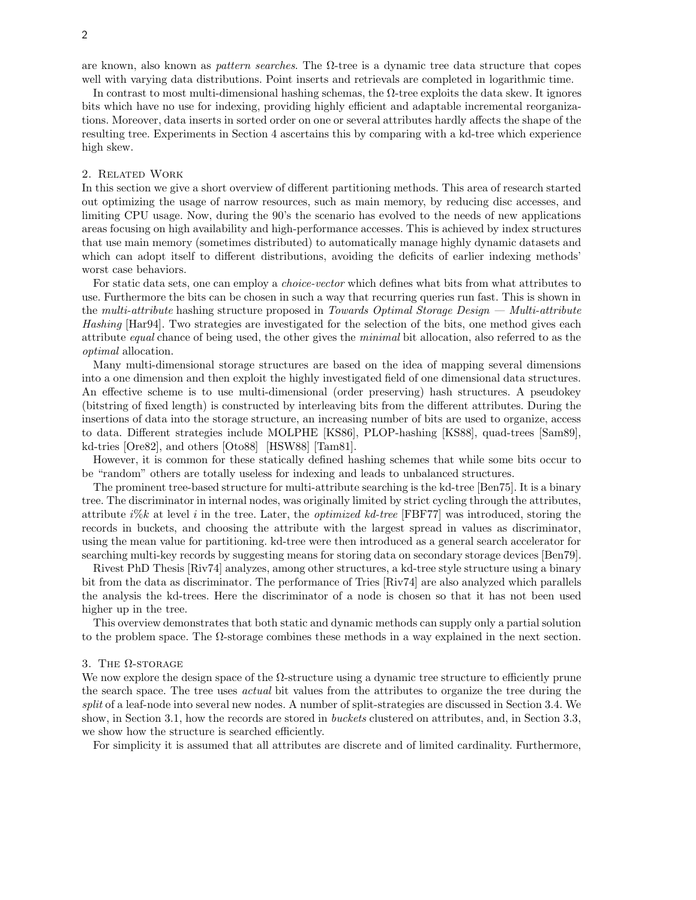are known, also known as *pattern searches*. The Ω-tree is a dynamic tree data structure that copes well with varying data distributions. Point inserts and retrievals are completed in logarithmic time.

In contrast to most multi-dimensional hashing schemas, the Ω-tree exploits the data skew. It ignores bits which have no use for indexing, providing highly efficient and adaptable incremental reorganizations. Moreover, data inserts in sorted order on one or several attributes hardly affects the shape of the resulting tree. Experiments in Section 4 ascertains this by comparing with a kd-tree which experience high skew.

## 2. Related Work

In this section we give a short overview of different partitioning methods. This area of research started out optimizing the usage of narrow resources, such as main memory, by reducing disc accesses, and limiting CPU usage. Now, during the 90's the scenario has evolved to the needs of new applications areas focusing on high availability and high-performance accesses. This is achieved by index structures that use main memory (sometimes distributed) to automatically manage highly dynamic datasets and which can adopt itself to different distributions, avoiding the deficits of earlier indexing methods' worst case behaviors.

For static data sets, one can employ a *choice-vector* which defines what bits from what attributes to use. Furthermore the bits can be chosen in such a way that recurring queries run fast. This is shown in the *multi-attribute* hashing structure proposed in *Towards Optimal Storage Design — Multi-attribute Hashing* [Har94]. Two strategies are investigated for the selection of the bits, one method gives each attribute *equal* chance of being used, the other gives the *minimal* bit allocation, also referred to as the *optimal* allocation.

Many multi-dimensional storage structures are based on the idea of mapping several dimensions into a one dimension and then exploit the highly investigated field of one dimensional data structures. An effective scheme is to use multi-dimensional (order preserving) hash structures. A pseudokey (bitstring of fixed length) is constructed by interleaving bits from the different attributes. During the insertions of data into the storage structure, an increasing number of bits are used to organize, access to data. Different strategies include MOLPHE [KS86], PLOP-hashing [KS88], quad-trees [Sam89], kd-tries [Ore82], and others [Oto88] [HSW88] [Tam81].

However, it is common for these statically defined hashing schemes that while some bits occur to be "random" others are totally useless for indexing and leads to unbalanced structures.

The prominent tree-based structure for multi-attribute searching is the kd-tree [Ben75]. It is a binary tree. The discriminator in internal nodes, was originally limited by strict cycling through the attributes, attribute $i\%k$ at level $i$ in the tree. Later, the *optimized kd-tree* [FBF77] was introduced, storing the records in buckets, and choosing the attribute with the largest spread in values as discriminator, using the mean value for partitioning. kd-tree were then introduced as a general search accelerator for searching multi-key records by suggesting means for storing data on secondary storage devices [Ben79].

Rivest PhD Thesis [Riv74] analyzes, among other structures, a kd-tree style structure using a binary bit from the data as discriminator. The performance of Tries [Riv74] are also analyzed which parallels the analysis the kd-trees. Here the discriminator of a node is chosen so that it has not been used higher up in the tree.

This overview demonstrates that both static and dynamic methods can supply only a partial solution to the problem space. The Ω-storage combines these methods in a way explained in the next section.

## 3. The Ω-storage

We now explore the design space of the Ω-structure using a dynamic tree structure to efficiently prune the search space. The tree uses *actual* bit values from the attributes to organize the tree during the *split* of a leaf-node into several new nodes. A number of split-strategies are discussed in Section 3.4. We show, in Section 3.1, how the records are stored in *buckets* clustered on attributes, and, in Section 3.3, we show how the structure is searched efficiently.

For simplicity it is assumed that all attributes are discrete and of limited cardinality. Furthermore,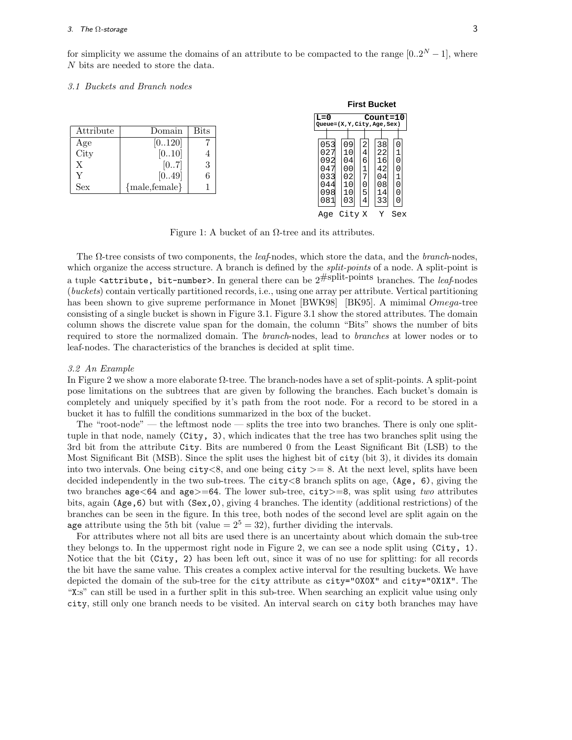for simplicity we assume the domains of an attribute to be compacted to the range $[0..2^N - 1]$, where $N$ bits are needed to store the data.

### 3.1 Buckets and Branch nodes

| Attribute | Domain | Bits |
|---|---|---|
| Age | [0..120] | 7 |
| City | [0..10] | 4 |
| X | [0..7] | 3 |
| Y | [0..49] | 6 |
| Sex | {male,female} | 1 |

**First Bucket**

L=0 Count=10
Queue=(X,Y,City,Age,Sex)

| Age | City | X | Y | Sex |
|---|---|---|---|---|
| 053 | 09 | 2 | 38 | 0 |
| 027 | 10 | 4 | 22 | 1 |
| 092 | 04 | 6 | 16 | 0 |
| 047 | 00 | 1 | 42 | 0 |
| 033 | 02 | 7 | 04 | 1 |
| 044 | 10 | 0 | 08 | 0 |
| 098 | 10 | 5 | 14 | 0 |
| 081 | 03 | 4 | 33 | 0 |

Figure 1: A bucket of an Ω-tree and its attributes.

The Ω-tree consists of two components, the *leaf*-nodes, which store the data, and the *branch*-nodes, which organize the access structure. A branch is defined by the *split-points* of a node. A split-point is a tuple `<attribute, bit-number>`. In general there can be $2^{\#\text{split-points}}$ branches. The *leaf*-nodes (*buckets*) contain vertically partitioned records, i.e., using one array per attribute. Vertical partitioning has been shown to give supreme performance in Monet [BWK98] [BK95]. A mimimal *Omega*-tree consisting of a single bucket is shown in Figure 3.1. Figure 3.1 show the stored attributes. The domain column shows the discrete value span for the domain, the column "Bits" shows the number of bits required to store the normalized domain. The *branch*-nodes, lead to *branches* at lower nodes or to leaf-nodes. The characteristics of the branches is decided at split time.

### 3.2 An Example

In Figure 2 we show a more elaborate Ω-tree. The branch-nodes have a set of split-points. A split-point pose limitations on the subtrees that are given by following the branches. Each bucket's domain is completely and uniquely specified by it's path from the root node. For a record to be stored in a bucket it has to fulfill the conditions summarized in the box of the bucket.

The "root-node" — the leftmost node — splits the tree into two branches. There is only one split-tuple in that node, namely `(City, 3)`, which indicates that the tree has two branches split using the 3rd bit from the attribute `City`. Bits are numbered 0 from the Least Significant Bit (LSB) to the Most Significant Bit (MSB). Since the split uses the highest bit of `city` (bit 3), it divides its domain into two intervals. One being `city`<8, and one being `city` >= 8. At the next level, splits have been decided independently in the two sub-trees. The `city`<8 branch splits on age, `(Age, 6)`, giving the two branches `age<64` and `age>=64`. The lower sub-tree, `city>=8`, was split using *two* attributes bits, again `(Age,6)` but with `(Sex,0)`, giving 4 branches. The identity (additional restrictions) of the branches can be seen in the figure. In this tree, both nodes of the second level are split again on the `age` attribute using the 5th bit (value $= 2^5 = 32$), further dividing the intervals.

For attributes where not all bits are used there is an uncertainty about which domain the sub-tree they belongs to. In the uppermost right node in Figure 2, we can see a node split using `(City, 1)`. Notice that the bit `(City, 2)` has been left out, since it was of no use for splitting: for all records the bit have the same value. This creates a complex active interval for the resulting buckets. We have depicted the domain of the sub-tree for the `city` attribute as `city="0X0X"` and `city="0X1X"`. The "`X`:s" can still be used in a further split in this sub-tree. When searching an explicit value using only `city`, still only one branch needs to be visited. An interval search on `city` both branches may have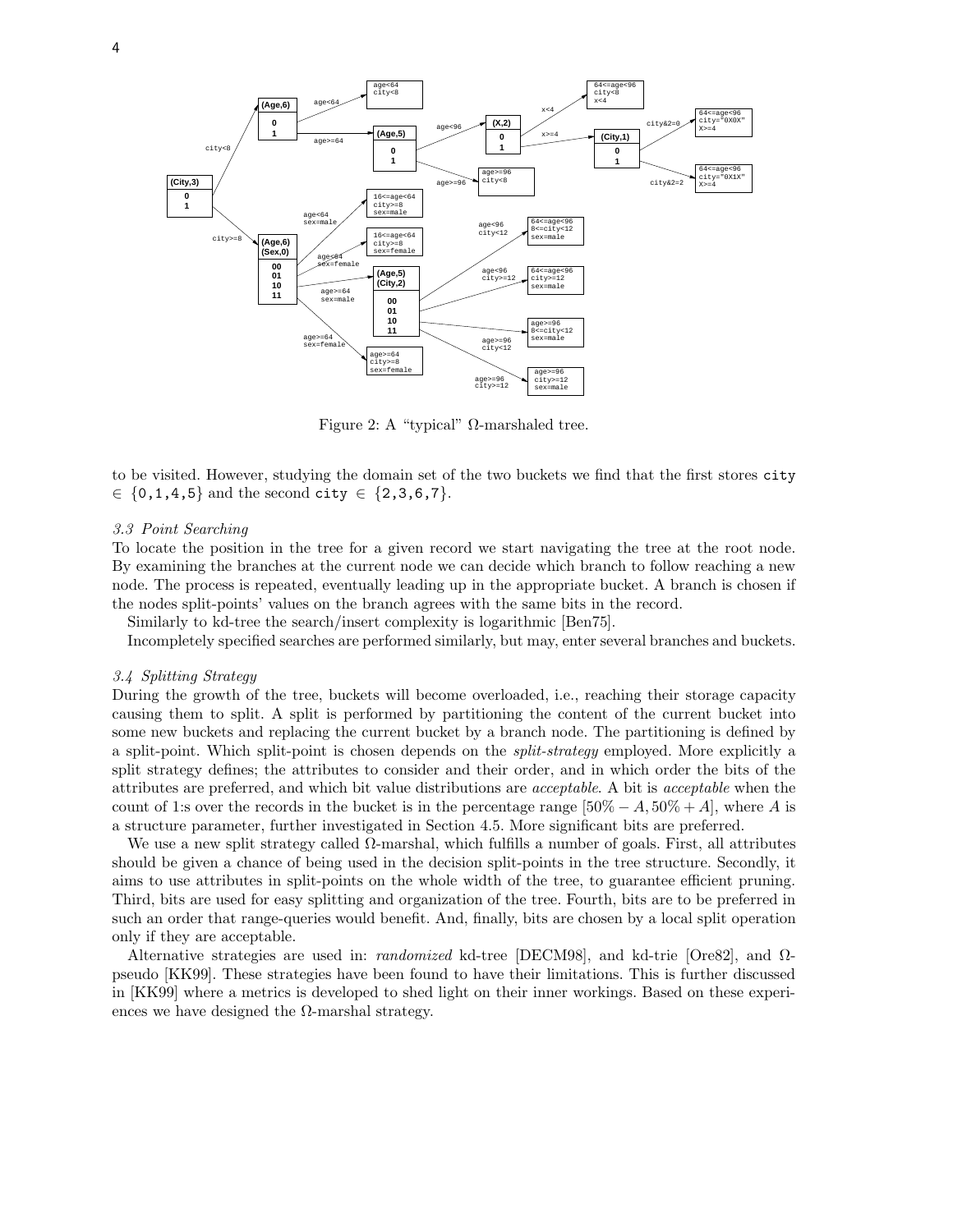Figure 2: A "typical" Ω-marshaled tree.

to be visited. However, studying the domain set of the two buckets we find that the first stores city ∈ {0,1,4,5} and the second city ∈ {2,3,6,7}.

*3.3 Point Searching*

To locate the position in the tree for a given record we start navigating the tree at the root node. By examining the branches at the current node we can decide which branch to follow reaching a new node. The process is repeated, eventually leading up in the appropriate bucket. A branch is chosen if the nodes split-points' values on the branch agrees with the same bits in the record.

Similarly to kd-tree the search/insert complexity is logarithmic [Ben75].

Incompletely specified searches are performed similarly, but may, enter several branches and buckets.

*3.4 Splitting Strategy*

During the growth of the tree, buckets will become overloaded, i.e., reaching their storage capacity causing them to split. A split is performed by partitioning the content of the current bucket into some new buckets and replacing the current bucket by a branch node. The partitioning is defined by a split-point. Which split-point is chosen depends on the *split-strategy* employed. More explicitly a split strategy defines; the attributes to consider and their order, and in which order the bits of the attributes are preferred, and which bit value distributions are *acceptable*. A bit is *acceptable* when the count of 1:s over the records in the bucket is in the percentage range $[50\% - A, 50\% + A]$, where $A$ is a structure parameter, further investigated in Section 4.5. More significant bits are preferred.

We use a new split strategy called Ω-marshal, which fulfills a number of goals. First, all attributes should be given a chance of being used in the decision split-points in the tree structure. Secondly, it aims to use attributes in split-points on the whole width of the tree, to guarantee efficient pruning. Third, bits are used for easy splitting and organization of the tree. Fourth, bits are to be preferred in such an order that range-queries would benefit. And, finally, bits are chosen by a local split operation only if they are acceptable.

Alternative strategies are used in: *randomized* kd-tree [DECM98], and kd-trie [Ore82], and Ω-pseudo [KK99]. These strategies have been found to have their limitations. This is further discussed in [KK99] where a metrics is developed to shed light on their inner workings. Based on these experiences we have designed the Ω-marshal strategy.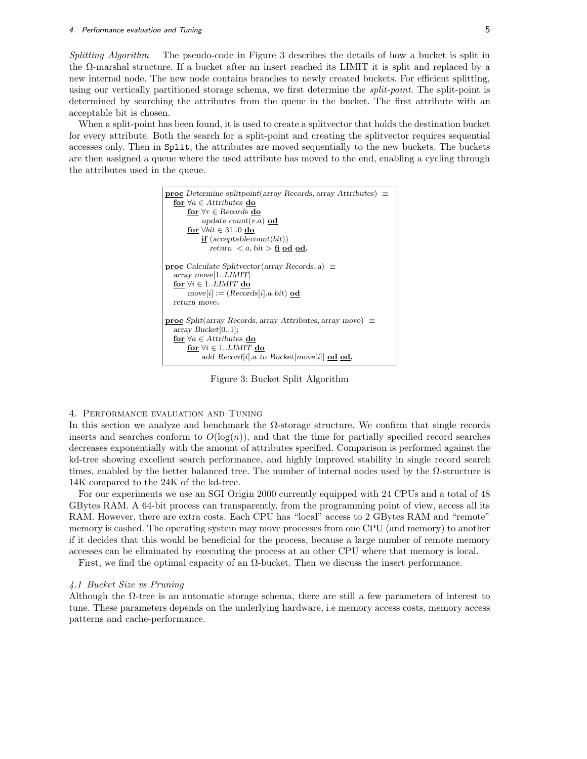*Splitting Algorithm* The pseudo-code in Figure 3 describes the details of how a bucket is split in the Ω-marshal structure. If a bucket after an insert reached its LIMIT it is split and replaced by a new internal node. The new node contains branches to newly created buckets. For efficient splitting, using our vertically partitioned storage schema, we first determine the *split-point*. The split-point is determined by searching the attributes from the queue in the bucket. The first attribute with an acceptable bit is chosen.

When a split-point has been found, it is used to create a splitvector that holds the destination bucket for every attribute. Both the search for a split-point and creating the splitvector requires sequential accesses only. Then in `Split`, the attributes are moved sequentially to the new buckets. The buckets are then assigned a queue where the used attribute has moved to the end, enabling a cycling through the attributes used in the queue.

```
proc Determine splitpoint(array Records, array Attributes) ≡
  for ∀a ∈ Attributes do
      for ∀r ∈ Records do
          update count(r.a) od
      for ∀bit ∈ 31..0 do
          if (acceptablecount(bit))
             return < a, bit > fi od od.

proc Calculate Splitvector(array Records, a) ≡
  array move[1..LIMIT]
  for ∀i ∈ 1..LIMIT do
      move[i] := (Records[i].a.bit) od
  return move.

proc Split(array Records, array Attributes, array move) ≡
  array Bucket[0..1];
  for ∀a ∈ Attributes do
      for ∀i ∈ 1..LIMIT do
          add Record[i].a to Bucket[move[i]] od od.
```

Figure 3: Bucket Split Algorithm

## 4. Performance evaluation and Tuning

In this section we analyze and benchmark the Ω-storage structure. We confirm that single records inserts and searches conform to $O(\log(n))$, and that the time for partially specified record searches decreases exponentially with the amount of attributes specified. Comparison is performed against the kd-tree showing excellent search performance, and highly improved stability in single record search times, enabled by the better balanced tree. The number of internal nodes used by the Ω-structure is 14K compared to the 24K of the kd-tree.

For our experiments we use an SGI Origin 2000 currently equipped with 24 CPUs and a total of 48 GBytes RAM. A 64-bit process can transparently, from the programming point of view, access all its RAM. However, there are extra costs. Each CPU has "local" access to 2 GBytes RAM and "remote" memory is cashed. The operating system may move processes from one CPU (and memory) to another if it decides that this would be beneficial for the process, because a large number of remote memory accesses can be eliminated by executing the process at an other CPU where that memory is local.

First, we find the optimal capacity of an Ω-bucket. Then we discuss the insert performance.

### *4.1 Bucket Size vs Pruning*

Although the Ω-tree is an automatic storage schema, there are still a few parameters of interest to tune. These parameters depends on the underlying hardware, i.e memory access costs, memory access patterns and cache-performance.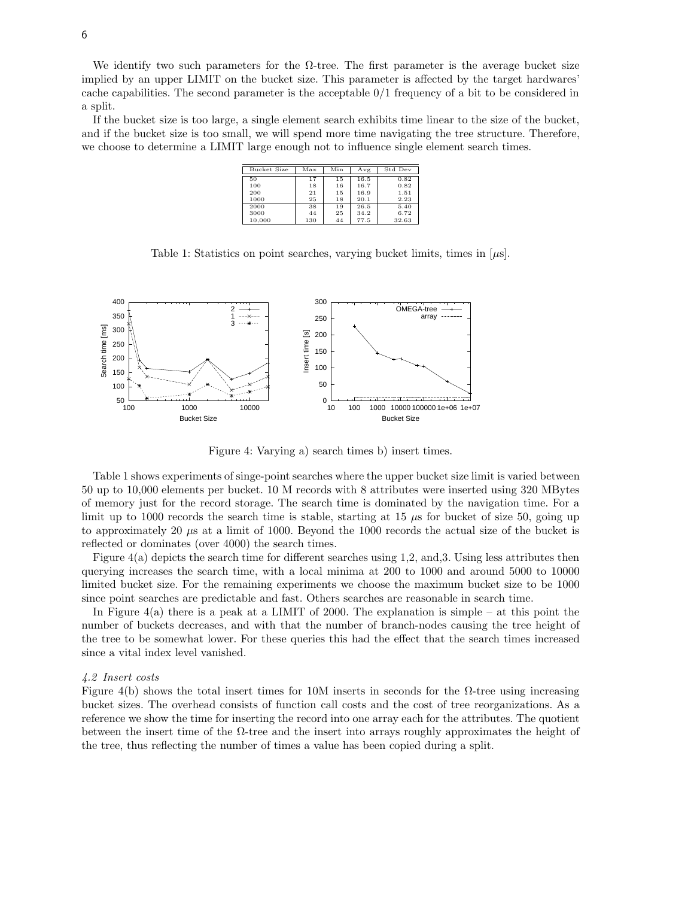We identify two such parameters for the Ω-tree. The first parameter is the average bucket size implied by an upper LIMIT on the bucket size. This parameter is affected by the target hardwares' cache capabilities. The second parameter is the acceptable 0/1 frequency of a bit to be considered in a split.

If the bucket size is too large, a single element search exhibits time linear to the size of the bucket, and if the bucket size is too small, we will spend more time navigating the tree structure. Therefore, we choose to determine a LIMIT large enough not to influence single element search times.

| Bucket Size | Max | Min | Avg | Std Dev |
|---|---|---|---|---|
| 50 | 17 | 15 | 16.5 | 0.82 |
| 100 | 18 | 16 | 16.7 | 0.82 |
| 200 | 21 | 15 | 16.9 | 1.51 |
| 1000 | 25 | 18 | 20.1 | 2.23 |
| 2000 | 38 | 19 | 26.5 | 5.40 |
| 3000 | 44 | 25 | 34.2 | 6.72 |
| 10,000 | 130 | 44 | 77.5 | 32.63 |

Table 1: Statistics on point searches, varying bucket limits, times in [$\mu$s].

Figure 4: Varying a) search times b) insert times.

Table 1 shows experiments of singe-point searches where the upper bucket size limit is varied between 50 up to 10,000 elements per bucket. 10 M records with 8 attributes were inserted using 320 MBytes of memory just for the record storage. The search time is dominated by the navigation time. For a limit up to 1000 records the search time is stable, starting at 15 $\mu$s for bucket of size 50, going up to approximately 20 $\mu$s at a limit of 1000. Beyond the 1000 records the actual size of the bucket is reflected or dominates (over 4000) the search times.

Figure 4(a) depicts the search time for different searches using 1,2, and,3. Using less attributes then querying increases the search time, with a local minima at 200 to 1000 and around 5000 to 10000 limited bucket size. For the remaining experiments we choose the maximum bucket size to be 1000 since point searches are predictable and fast. Others searches are reasonable in search time.

In Figure 4(a) there is a peak at a LIMIT of 2000. The explanation is simple – at this point the number of buckets decreases, and with that the number of branch-nodes causing the tree height of the tree to be somewhat lower. For these queries this had the effect that the search times increased since a vital index level vanished.

*4.2 Insert costs*

Figure 4(b) shows the total insert times for 10M inserts in seconds for the Ω-tree using increasing bucket sizes. The overhead consists of function call costs and the cost of tree reorganizations. As a reference we show the time for inserting the record into one array each for the attributes. The quotient between the insert time of the Ω-tree and the insert into arrays roughly approximates the height of the tree, thus reflecting the number of times a value has been copied during a split.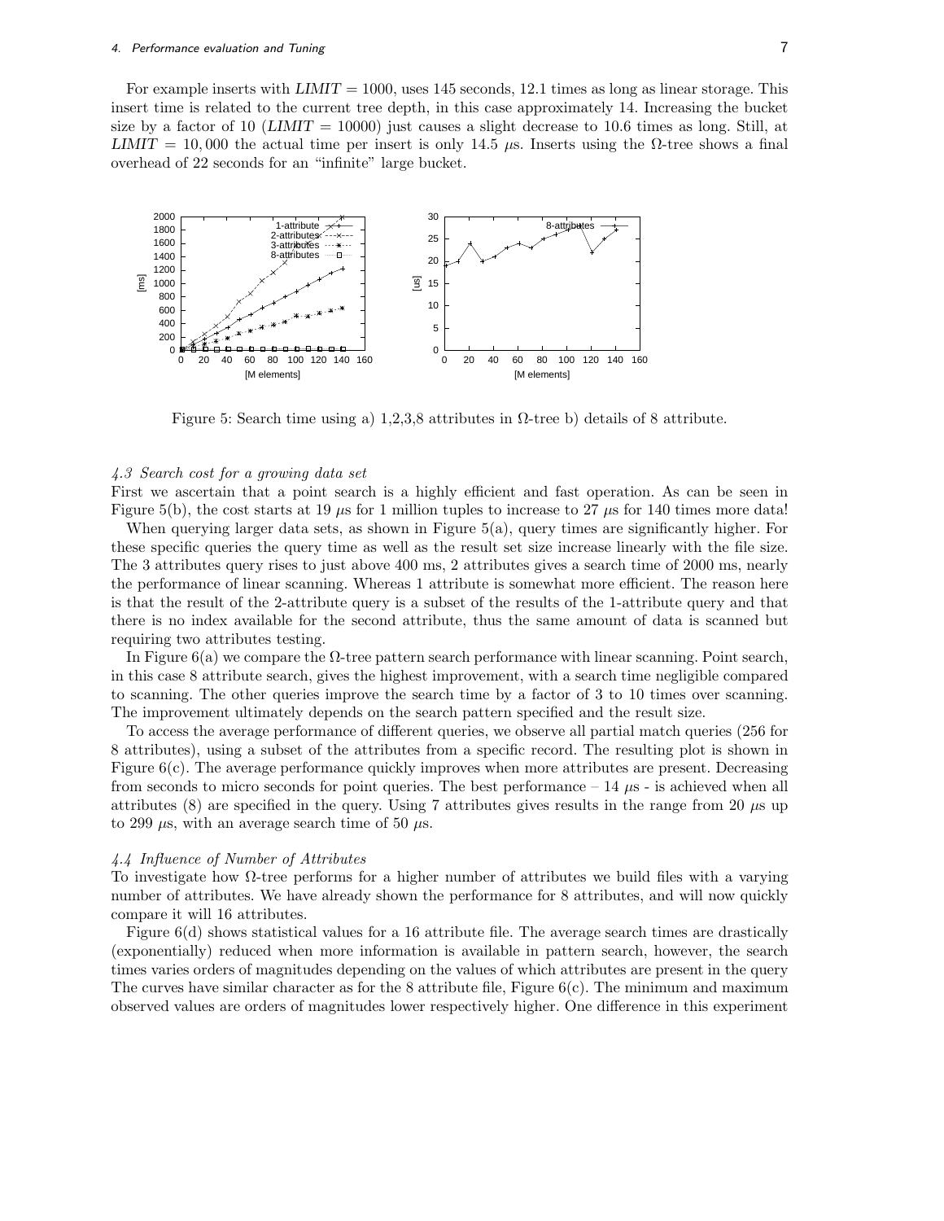For example inserts with *LIMIT* = 1000, uses 145 seconds, 12.1 times as long as linear storage. This insert time is related to the current tree depth, in this case approximately 14. Increasing the bucket size by a factor of 10 (*LIMIT* = 10000) just causes a slight decrease to 10.6 times as long. Still, at *LIMIT* = 10,000 the actual time per insert is only 14.5 $\mu$s. Inserts using the $\Omega$-tree shows a final overhead of 22 seconds for an "infinite" large bucket.

Figure 5: Search time using a) 1,2,3,8 attributes in $\Omega$-tree b) details of 8 attribute.

### *4.3 Search cost for a growing data set*

First we ascertain that a point search is a highly efficient and fast operation. As can be seen in Figure 5(b), the cost starts at 19 $\mu$s for 1 million tuples to increase to 27 $\mu$s for 140 times more data!

When querying larger data sets, as shown in Figure 5(a), query times are significantly higher. For these specific queries the query time as well as the result set size increase linearly with the file size. The 3 attributes query rises to just above 400 ms, 2 attributes gives a search time of 2000 ms, nearly the performance of linear scanning. Whereas 1 attribute is somewhat more efficient. The reason here is that the result of the 2-attribute query is a subset of the results of the 1-attribute query and that there is no index available for the second attribute, thus the same amount of data is scanned but requiring two attributes testing.

In Figure 6(a) we compare the $\Omega$-tree pattern search performance with linear scanning. Point search, in this case 8 attribute search, gives the highest improvement, with a search time negligible compared to scanning. The other queries improve the search time by a factor of 3 to 10 times over scanning. The improvement ultimately depends on the search pattern specified and the result size.

To access the average performance of different queries, we observe all partial match queries (256 for 8 attributes), using a subset of the attributes from a specific record. The resulting plot is shown in Figure 6(c). The average performance quickly improves when more attributes are present. Decreasing from seconds to micro seconds for point queries. The best performance – 14 $\mu$s - is achieved when all attributes (8) are specified in the query. Using 7 attributes gives results in the range from 20 $\mu$s up to 299 $\mu$s, with an average search time of 50 $\mu$s.

### *4.4 Influence of Number of Attributes*

To investigate how $\Omega$-tree performs for a higher number of attributes we build files with a varying number of attributes. We have already shown the performance for 8 attributes, and will now quickly compare it will 16 attributes.

Figure 6(d) shows statistical values for a 16 attribute file. The average search times are drastically (exponentially) reduced when more information is available in pattern search, however, the search times varies orders of magnitudes depending on the values of which attributes are present in the query The curves have similar character as for the 8 attribute file, Figure 6(c). The minimum and maximum observed values are orders of magnitudes lower respectively higher. One difference in this experiment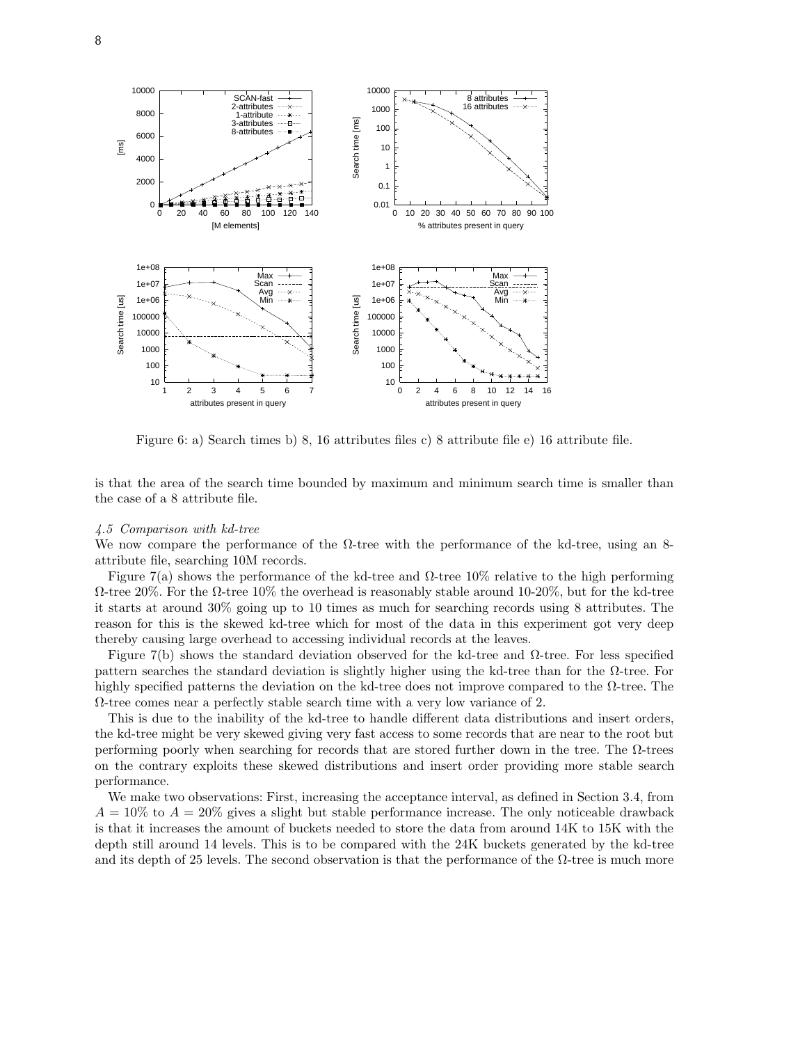Figure 6: a) Search times b) 8, 16 attributes files c) 8 attribute file e) 16 attribute file.

is that the area of the search time bounded by maximum and minimum search time is smaller than the case of a 8 attribute file.

### *4.5 Comparison with kd-tree*

We now compare the performance of the Ω-tree with the performance of the kd-tree, using an 8-attribute file, searching 10M records.

Figure 7(a) shows the performance of the kd-tree and Ω-tree 10% relative to the high performing Ω-tree 20%. For the Ω-tree 10% the overhead is reasonably stable around 10-20%, but for the kd-tree it starts at around 30% going up to 10 times as much for searching records using 8 attributes. The reason for this is the skewed kd-tree which for most of the data in this experiment got very deep thereby causing large overhead to accessing individual records at the leaves.

Figure 7(b) shows the standard deviation observed for the kd-tree and Ω-tree. For less specified pattern searches the standard deviation is slightly higher using the kd-tree than for the Ω-tree. For highly specified patterns the deviation on the kd-tree does not improve compared to the Ω-tree. The Ω-tree comes near a perfectly stable search time with a very low variance of 2.

This is due to the inability of the kd-tree to handle different data distributions and insert orders, the kd-tree might be very skewed giving very fast access to some records that are near to the root but performing poorly when searching for records that are stored further down in the tree. The Ω-trees on the contrary exploits these skewed distributions and insert order providing more stable search performance.

We make two observations: First, increasing the acceptance interval, as defined in Section 3.4, from $A = 10\%$ to $A = 20\%$ gives a slight but stable performance increase. The only noticeable drawback is that it increases the amount of buckets needed to store the data from around 14K to 15K with the depth still around 14 levels. This is to be compared with the 24K buckets generated by the kd-tree and its depth of 25 levels. The second observation is that the performance of the Ω-tree is much more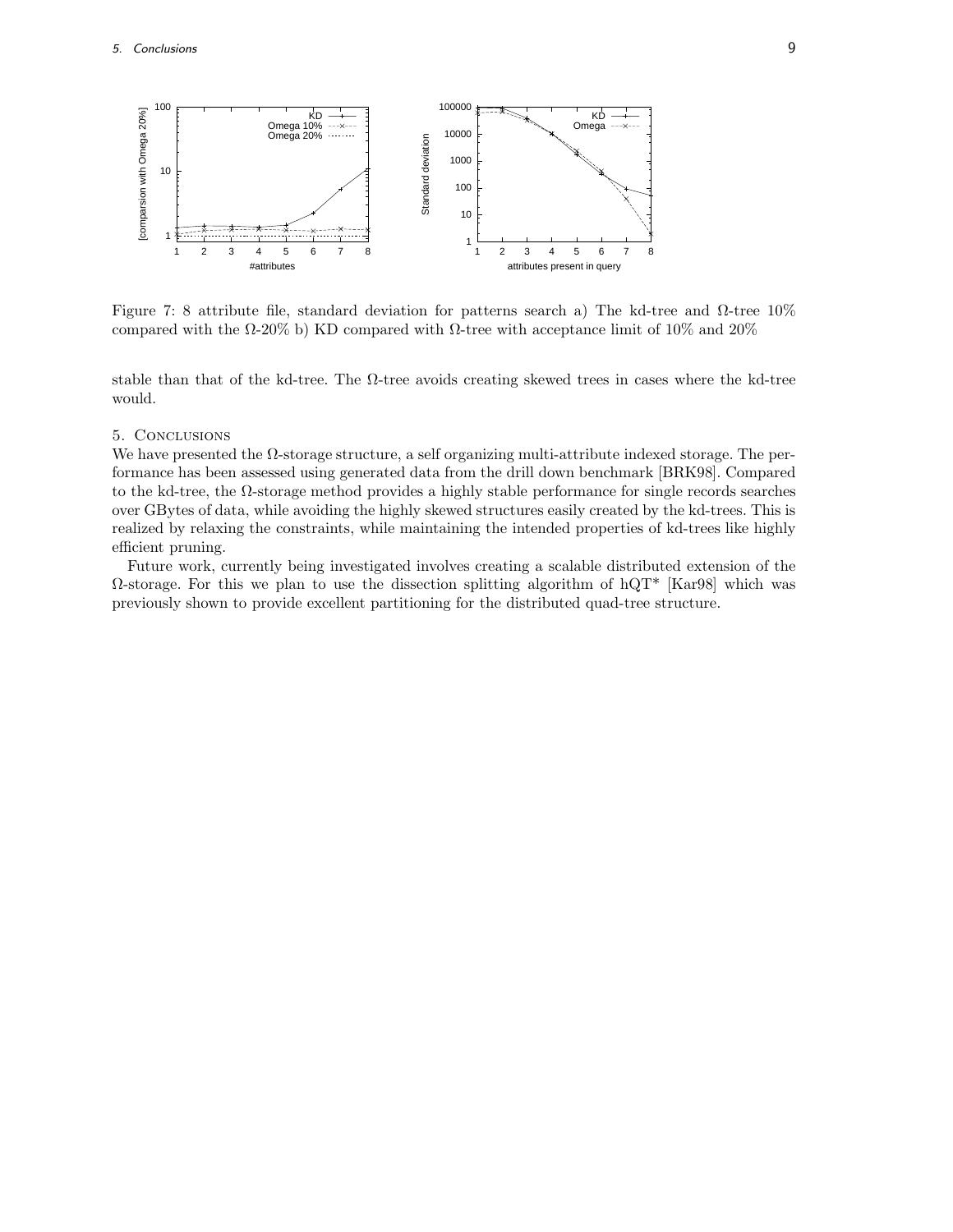Figure 7: 8 attribute file, standard deviation for patterns search a) The kd-tree and Ω-tree 10% compared with the Ω-20% b) KD compared with Ω-tree with acceptance limit of 10% and 20%

stable than that of the kd-tree. The Ω-tree avoids creating skewed trees in cases where the kd-tree would.

## 5. Conclusions

We have presented the Ω-storage structure, a self organizing multi-attribute indexed storage. The performance has been assessed using generated data from the drill down benchmark [BRK98]. Compared to the kd-tree, the Ω-storage method provides a highly stable performance for single records searches over GBytes of data, while avoiding the highly skewed structures easily created by the kd-trees. This is realized by relaxing the constraints, while maintaining the intended properties of kd-trees like highly efficient pruning.

Future work, currently being investigated involves creating a scalable distributed extension of the Ω-storage. For this we plan to use the dissection splitting algorithm of hQT* [Kar98] which was previously shown to provide excellent partitioning for the distributed quad-tree structure.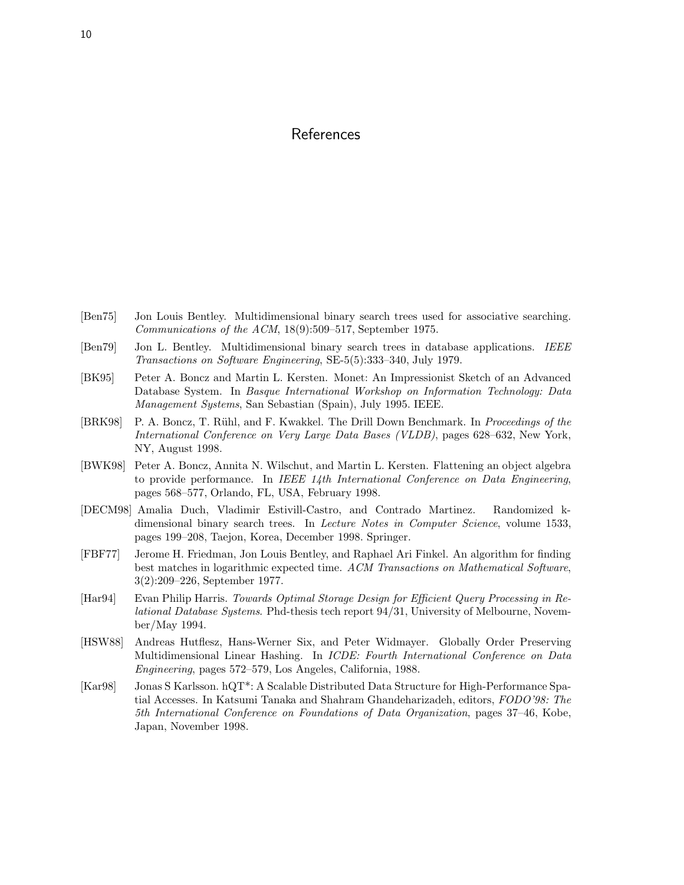# References

[Ben75] Jon Louis Bentley. Multidimensional binary search trees used for associative searching. *Communications of the ACM*, 18(9):509–517, September 1975.

[Ben79] Jon L. Bentley. Multidimensional binary search trees in database applications. *IEEE Transactions on Software Engineering*, SE-5(5):333–340, July 1979.

[BK95] Peter A. Boncz and Martin L. Kersten. Monet: An Impressionist Sketch of an Advanced Database System. In *Basque International Workshop on Information Technology: Data Management Systems*, San Sebastian (Spain), July 1995. IEEE.

[BRK98] P. A. Boncz, T. Rühl, and F. Kwakkel. The Drill Down Benchmark. In *Proceedings of the International Conference on Very Large Data Bases (VLDB)*, pages 628–632, New York, NY, August 1998.

[BWK98] Peter A. Boncz, Annita N. Wilschut, and Martin L. Kersten. Flattening an object algebra to provide performance. In *IEEE 14th International Conference on Data Engineering*, pages 568–577, Orlando, FL, USA, February 1998.

[DECM98] Amalia Duch, Vladimir Estivill-Castro, and Contrado Martinez. Randomized k-dimensional binary search trees. In *Lecture Notes in Computer Science*, volume 1533, pages 199–208, Taejon, Korea, December 1998. Springer.

[FBF77] Jerome H. Friedman, Jon Louis Bentley, and Raphael Ari Finkel. An algorithm for finding best matches in logarithmic expected time. *ACM Transactions on Mathematical Software*, 3(2):209–226, September 1977.

[Har94] Evan Philip Harris. *Towards Optimal Storage Design for Efficient Query Processing in Relational Database Systems*. Phd-thesis tech report 94/31, University of Melbourne, November/May 1994.

[HSW88] Andreas Hutflesz, Hans-Werner Six, and Peter Widmayer. Globally Order Preserving Multidimensional Linear Hashing. In *ICDE: Fourth International Conference on Data Engineering*, pages 572–579, Los Angeles, California, 1988.

[Kar98] Jonas S Karlsson. hQT*: A Scalable Distributed Data Structure for High-Performance Spatial Accesses. In Katsumi Tanaka and Shahram Ghandeharizadeh, editors, *FODO'98: The 5th International Conference on Foundations of Data Organization*, pages 37–46, Kobe, Japan, November 1998.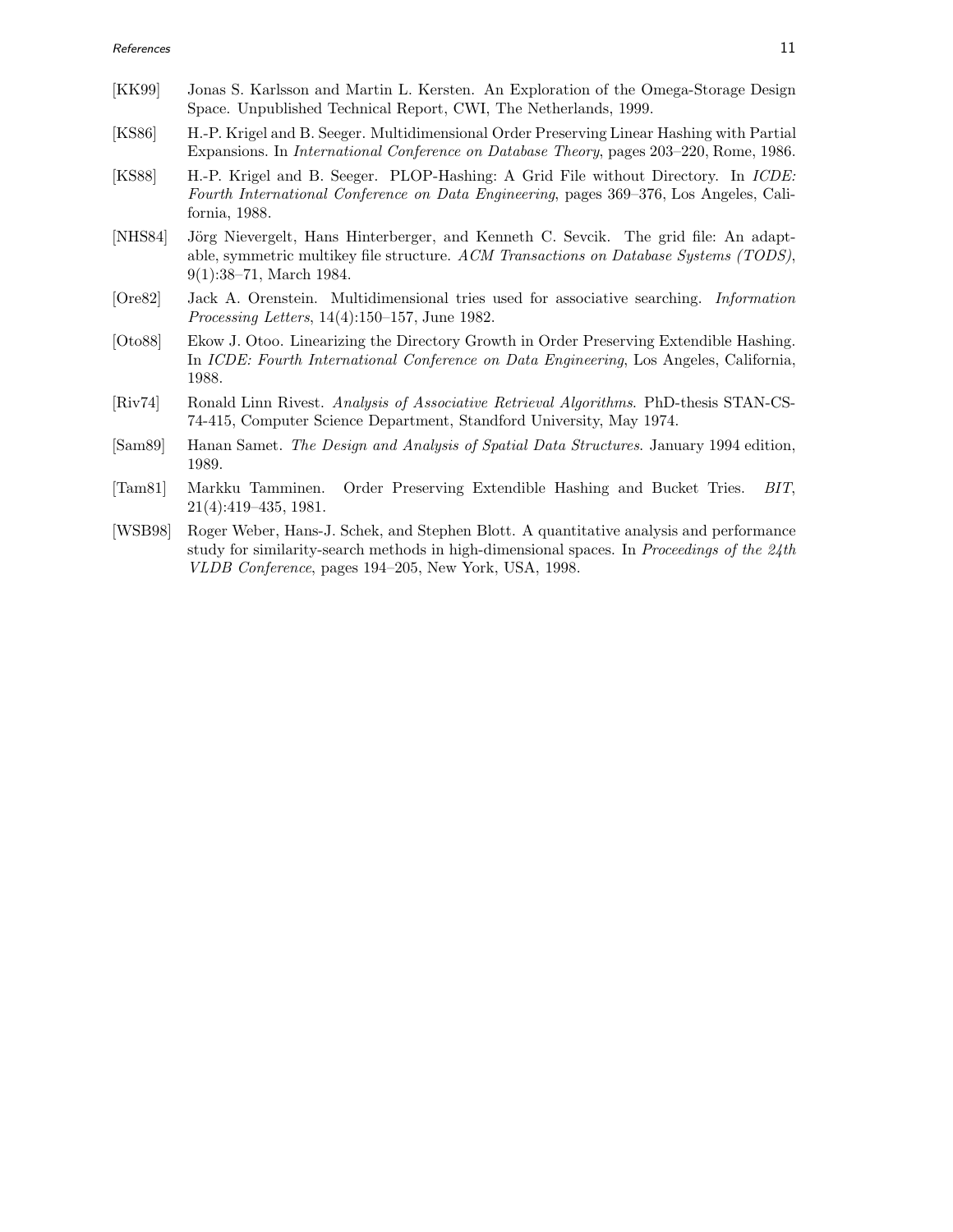[KK99] Jonas S. Karlsson and Martin L. Kersten. An Exploration of the Omega-Storage Design Space. Unpublished Technical Report, CWI, The Netherlands, 1999.

[KS86] H.-P. Krigel and B. Seeger. Multidimensional Order Preserving Linear Hashing with Partial Expansions. In *International Conference on Database Theory*, pages 203–220, Rome, 1986.

[KS88] H.-P. Krigel and B. Seeger. PLOP-Hashing: A Grid File without Directory. In *ICDE: Fourth International Conference on Data Engineering*, pages 369–376, Los Angeles, California, 1988.

[NHS84] Jörg Nievergelt, Hans Hinterberger, and Kenneth C. Sevcik. The grid file: An adaptable, symmetric multikey file structure. *ACM Transactions on Database Systems (TODS)*, 9(1):38–71, March 1984.

[Ore82] Jack A. Orenstein. Multidimensional tries used for associative searching. *Information Processing Letters*, 14(4):150–157, June 1982.

[Oto88] Ekow J. Otoo. Linearizing the Directory Growth in Order Preserving Extendible Hashing. In *ICDE: Fourth International Conference on Data Engineering*, Los Angeles, California, 1988.

[Riv74] Ronald Linn Rivest. *Analysis of Associative Retrieval Algorithms*. PhD-thesis STAN-CS-74-415, Computer Science Department, Standford University, May 1974.

[Sam89] Hanan Samet. *The Design and Analysis of Spatial Data Structures*. January 1994 edition, 1989.

[Tam81] Markku Tamminen. Order Preserving Extendible Hashing and Bucket Tries. *BIT*, 21(4):419–435, 1981.

[WSB98] Roger Weber, Hans-J. Schek, and Stephen Blott. A quantitative analysis and performance study for similarity-search methods in high-dimensional spaces. In *Proceedings of the 24th VLDB Conference*, pages 194–205, New York, USA, 1998.